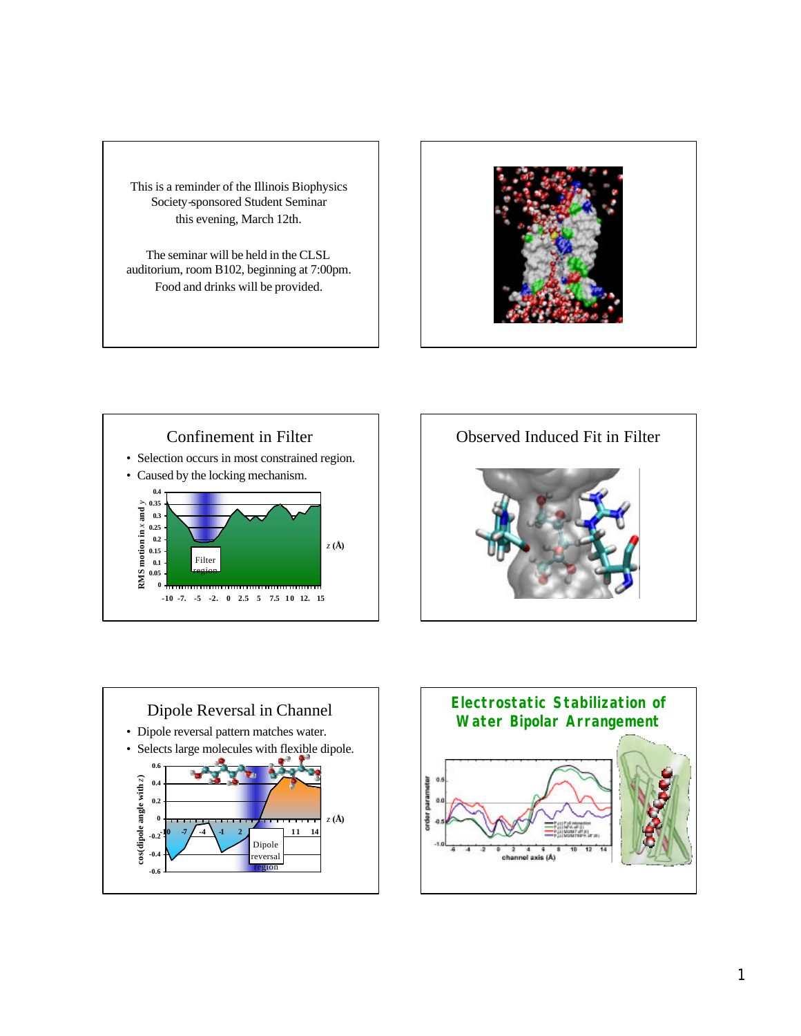This is a reminder of the Illinois Biophysics Society-sponsored Student Seminar this evening, March 12th.

The seminar will be held in the CLSL auditorium, room B102, beginning at 7:00pm. Food and drinks will be provided.

## Confinement in Filter

- Selection occurs in most constrained region.
- Caused by the locking mechanism.

## Observed Induced Fit in Filter

## Dipole Reversal in Channel

- Dipole reversal pattern matches water.
- Selects large molecules with flexible dipole.

## Electrostatic Stabilization of Water Bipolar Arrangement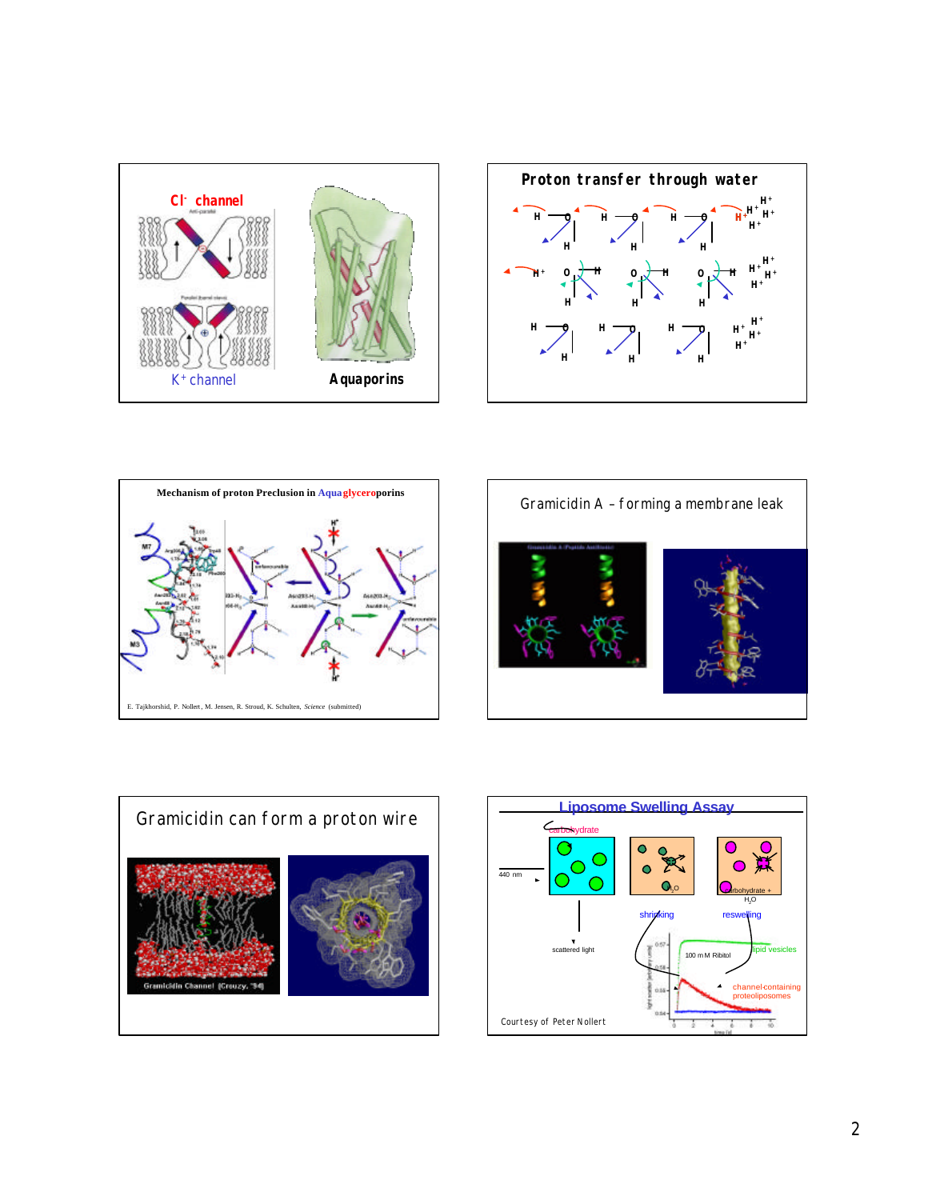## Cl$^-$ channel

K$^+$ channel

Aquaporins

## Proton transfer through water

## Mechanism of proton Preclusion in Aquaglyceroporins

E. Tajkhorshid, P. Nollert, M. Jensen, R. Stroud, K. Schulten, *Science* (submitted)

## Gramicidin A – forming a membrane leak

## Gramicidin can form a proton wire

Gramicidin Channel (Crouzy, '94)

## Liposome Swelling Assay

carbohydrate

440 nm

scattered light

$H_2O$

carbohydrate + $H_2O$

shrinking

reswelling

100 mM Ribitol

lipid vesicles

channel-containing proteoliposomes

Courtesy of Peter Nollert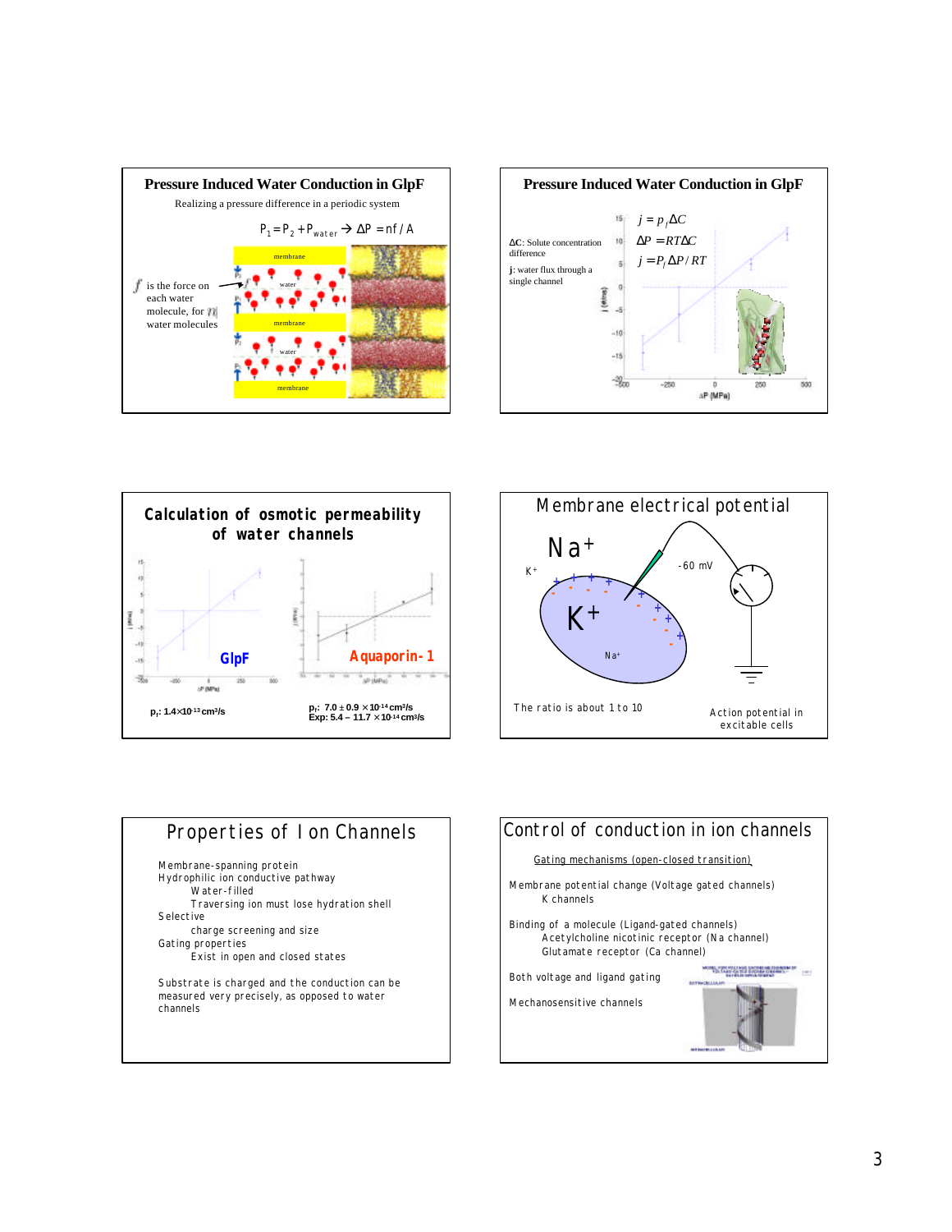## Pressure Induced Water Conduction in GlpF

Realizing a pressure difference in a periodic system

$$P_1 = P_2 + P_{water} \rightarrow \Delta P = nf / A$$

$f$ is the force on each water molecule, for $n$ water molecules

membrane

water

membrane

water

membrane

## Pressure Induced Water Conduction in GlpF

$$j = p_f \Delta C$$

$$\Delta P = RT\Delta C$$

$$j = P_f \Delta P / RT$$

$\Delta C$: Solute concentration difference

$j$: water flux through a single channel

## Calculation of osmotic permeability of water channels

GlpF

Aquaporin-1

$p_f$: $1.4 \times 10^{-13}$ cm$^3$/s

$p_f$: $7.0 \pm 0.9 \times 10^{-14}$ cm$^3$/s
Exp: $5.4 - 11.7 \times 10^{-14}$ cm$^3$/s

## Membrane electrical potential

$Na^+$

$K^+$

$K^+$

$Na^+$

-60 mV

The ratio is about 1 to 10

Action potential in excitable cells

## Properties of Ion Channels

Membrane-spanning protein
Hydrophilic ion conductive pathway
- Water-filled
- Traversing ion must lose hydration shell

Selective
- charge screening and size

Gating properties
- Exist in open and closed states

Substrate is charged and the conduction can be measured very precisely, as opposed to water channels

## Control of conduction in ion channels

Gating mechanisms (open-closed transition)

Membrane potential change (Voltage gated channels)
- K channels

Binding of a molecule (Ligand-gated channels)
- Acetylcholine nicotinic receptor (Na channel)
- Glutamate receptor (Ca channel)

Both voltage and ligand gating

Mechanosensitive channels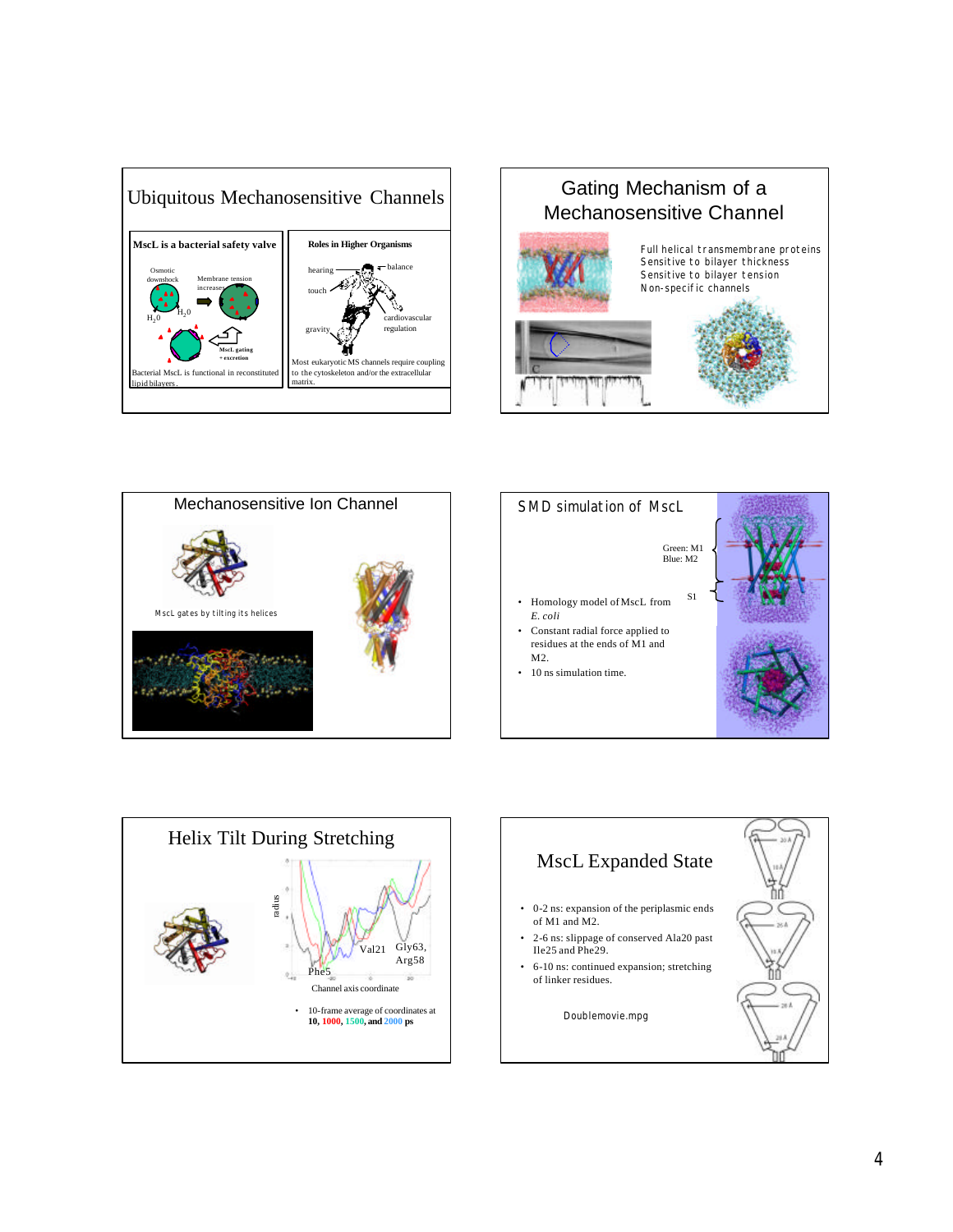## Ubiquitous Mechanosensitive Channels

**MscL is a bacterial safety valve**

Osmotic downshock

Membrane tension increases

$H_2O$

$H_2O$

MscL gating + excretion

Bacterial MscL is functional in reconstituted lipid bilayers.

**Roles in Higher Organisms**

hearing

balance

touch

cardiovascular regulation

gravity

Most eukaryotic MS channels require coupling to the cytoskeleton and/or the extracellular matrix.

## Gating Mechanism of a Mechanosensitive Channel

Full helical transmembrane proteins
Sensitive to bilayer thickness
Sensitive to bilayer tension
Non-specific channels

## Mechanosensitive Ion Channel

MscL gates by tilting its helices

## SMD simulation of MscL

Green: M1
Blue: M2

S1

- Homology model of MscL from *E. coli*
- Constant radial force applied to residues at the ends of M1 and M2.
- 10 ns simulation time.

## Helix Tilt During Stretching

radius

Phe5

Val21

Gly63, Arg58

Channel axis coordinate

- 10-frame average of coordinates at **10**, **1000**, **1500**, and **2000** ps

## MscL Expanded State

- 0-2 ns: expansion of the periplasmic ends of M1 and M2.
- 2-6 ns: slippage of conserved Ala20 past Ile25 and Phe29.
- 6-10 ns: continued expansion; stretching of linker residues.

Doublemovie.mpg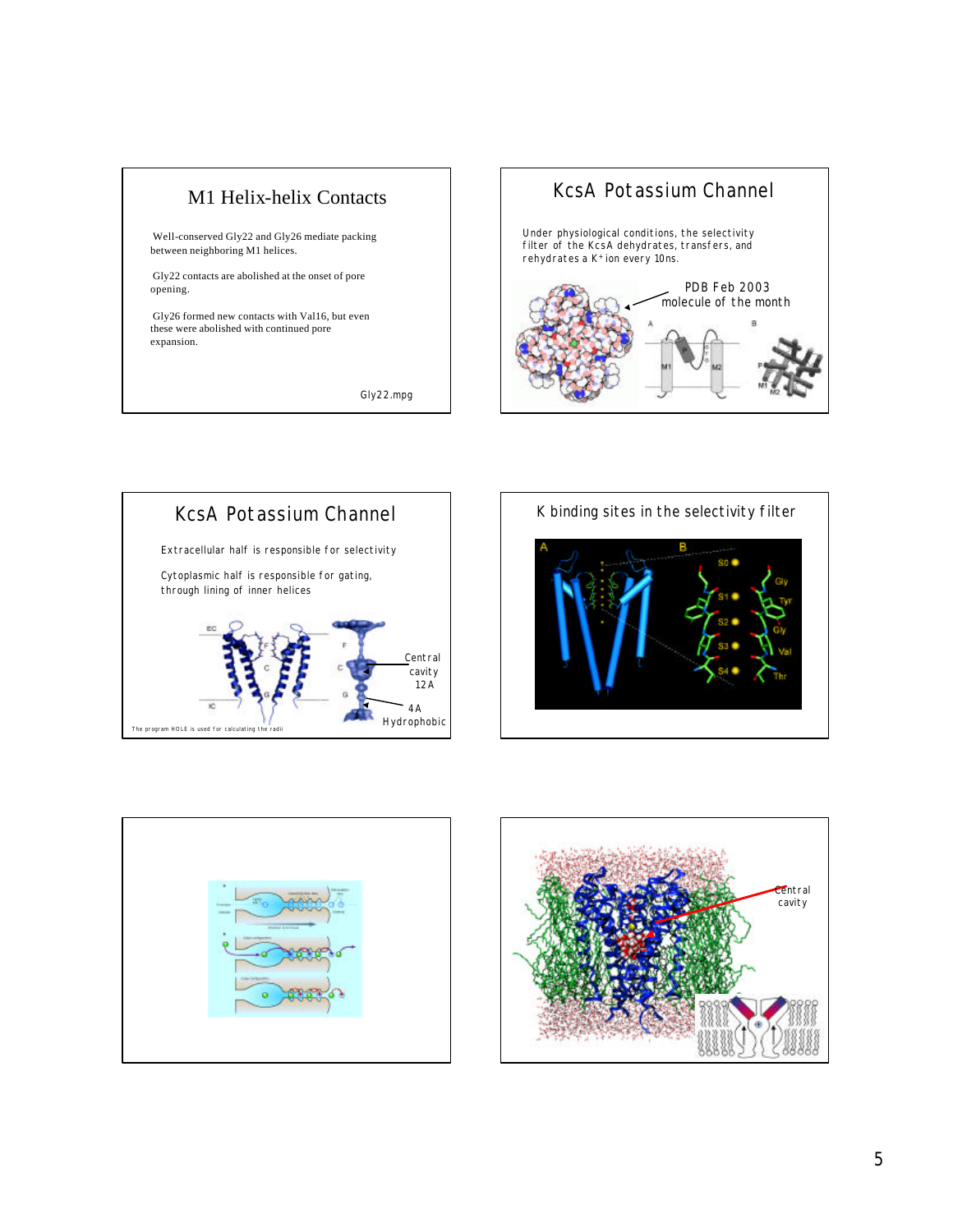## M1 Helix-helix Contacts

Well-conserved Gly22 and Gly26 mediate packing between neighboring M1 helices.

Gly22 contacts are abolished at the onset of pore opening.

Gly26 formed new contacts with Val16, but even these were abolished with continued pore expansion.

Gly22.mpg

## KcsA Potassium Channel

Under physiological conditions, the selectivity filter of the KcsA dehydrates, transfers, and rehydrates a $K^+$ ion every 10ns.

PDB Feb 2003 molecule of the month

## KcsA Potassium Channel

Extracellular half is responsible for selectivity

Cytoplasmic half is responsible for gating, through lining of inner helices

Central cavity 12A

4A Hydrophobic

The program HOLE is used for calculating the radii

## K binding sites in the selectivity filter

Central cavity